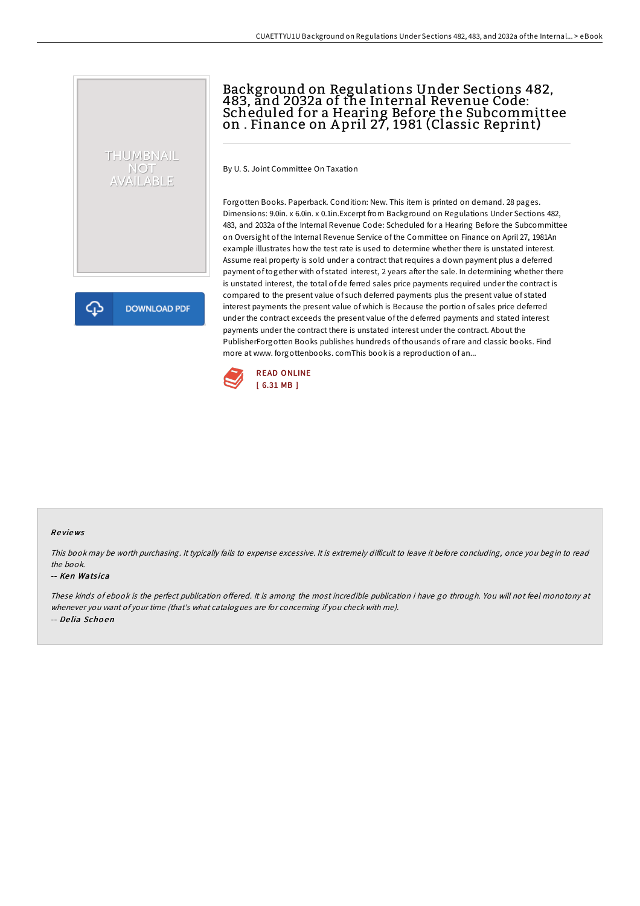# Background on Regulations Under Sections 482, 483, and 2032a of the Internal Revenue Code: Scheduled for a Hearing Before the Subcommittee on . Finance on April 27, 1981 (Classic Reprint)

By U. S. Joint Committee On Taxation

Forgotten Books. Paperback. Condition: New. This item is printed on demand. 28 pages. Dimensions: 9.0in. x 6.0in. x 0.1in.Excerpt from Background on Regulations Under Sections 482, 483, and 2032a of the Internal Revenue Code: Scheduled for a Hearing Before the Subcommittee on Oversight of the Internal Revenue Service of the Committee on Finance on April 27, 1981An example illustrates how the test rate is used to determine whether there is unstated interest. Assume real property is sold under a contract that requires a down payment plus a deferred payment of together with of stated interest, 2 years after the sale. In determining whether there is unstated interest, the total of de ferred sales price payments required under the contract is compared to the present value of such deferred payments plus the present value of stated interest payments the present value of which is Because the portion of sales price deferred under the contract exceeds the present value of the deferred payments and stated interest payments under the contract there is unstated interest under the contract. About the PublisherForgotten Books publishes hundreds of thousands of rare and classic books. Find more at www. forgottenbooks. comThis book is a reproduction of an...

DOWNLOAD PDF

READ ONLINE
[ 6.31 MB ]

## Reviews

*This book may be worth purchasing. It typically fails to expense excessive. It is extremely difficult to leave it before concluding, once you begin to read the book.*

-- *Ken Watsica*

*These kinds of ebook is the perfect publication offered. It is among the most incredible publication i have go through. You will not feel monotony at whenever you want of your time (that's what catalogues are for concerning if you check with me).*

-- *Delia Schoen*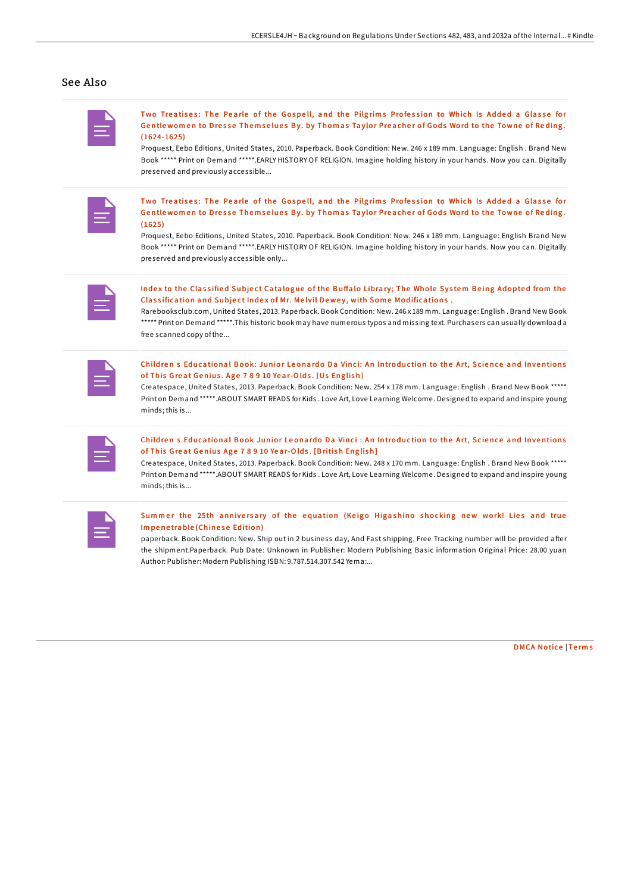## See Also

**Two Treatises: The Pearle of the Gospell, and the Pilgrims Profession to Which Is Added a Glasse for Gentlewomen to Dresse Themselues By. by Thomas Taylor Preacher of Gods Word to the Towne of Reding. (1624-1625)**

Proquest, Eebo Editions, United States, 2010. Paperback. Book Condition: New. 246 x 189 mm. Language: English . Brand New Book ***** Print on Demand *****.EARLY HISTORY OF RELIGION. Imagine holding history in your hands. Now you can. Digitally preserved and previously accessible...

**Two Treatises: The Pearle of the Gospell, and the Pilgrims Profession to Which Is Added a Glasse for Gentlewomen to Dresse Themselues By. by Thomas Taylor Preacher of Gods Word to the Towne of Reding. (1625)**

Proquest, Eebo Editions, United States, 2010. Paperback. Book Condition: New. 246 x 189 mm. Language: English Brand New Book ***** Print on Demand *****.EARLY HISTORY OF RELIGION. Imagine holding history in your hands. Now you can. Digitally preserved and previously accessible only...

**Index to the Classified Subject Catalogue of the Buffalo Library; The Whole System Being Adopted from the Classification and Subject Index of Mr. Melvil Dewey, with Some Modifications .**

Rarebooksclub.com, United States, 2013. Paperback. Book Condition: New. 246 x 189 mm. Language: English . Brand New Book ***** Print on Demand *****.This historic book may have numerous typos and missing text. Purchasers can usually download a free scanned copy of the...

**Children s Educational Book: Junior Leonardo Da Vinci: An Introduction to the Art, Science and Inventions of This Great Genius. Age 7 8 9 10 Year-Olds. [Us English]**

Createspace, United States, 2013. Paperback. Book Condition: New. 254 x 178 mm. Language: English . Brand New Book ***** Print on Demand *****.ABOUT SMART READS for Kids . Love Art, Love Learning Welcome. Designed to expand and inspire young minds; this is...

**Children s Educational Book Junior Leonardo Da Vinci : An Introduction to the Art, Science and Inventions of This Great Genius Age 7 8 9 10 Year-Olds. [British English]**

Createspace, United States, 2013. Paperback. Book Condition: New. 248 x 170 mm. Language: English . Brand New Book ***** Print on Demand *****.ABOUT SMART READS for Kids . Love Art, Love Learning Welcome. Designed to expand and inspire young minds; this is...

**Summer the 25th anniversary of the equation (Keigo Higashino shocking new work! Lies and true Impenetrable(Chinese Edition)**

paperback. Book Condition: New. Ship out in 2 business day, And Fast shipping, Free Tracking number will be provided after the shipment.Paperback. Pub Date: Unknown in Publisher: Modern Publishing Basic information Original Price: 28.00 yuan Author: Publisher: Modern Publishing ISBN: 9.787.514.307.542 Yema:...

DMCA Notice | Terms